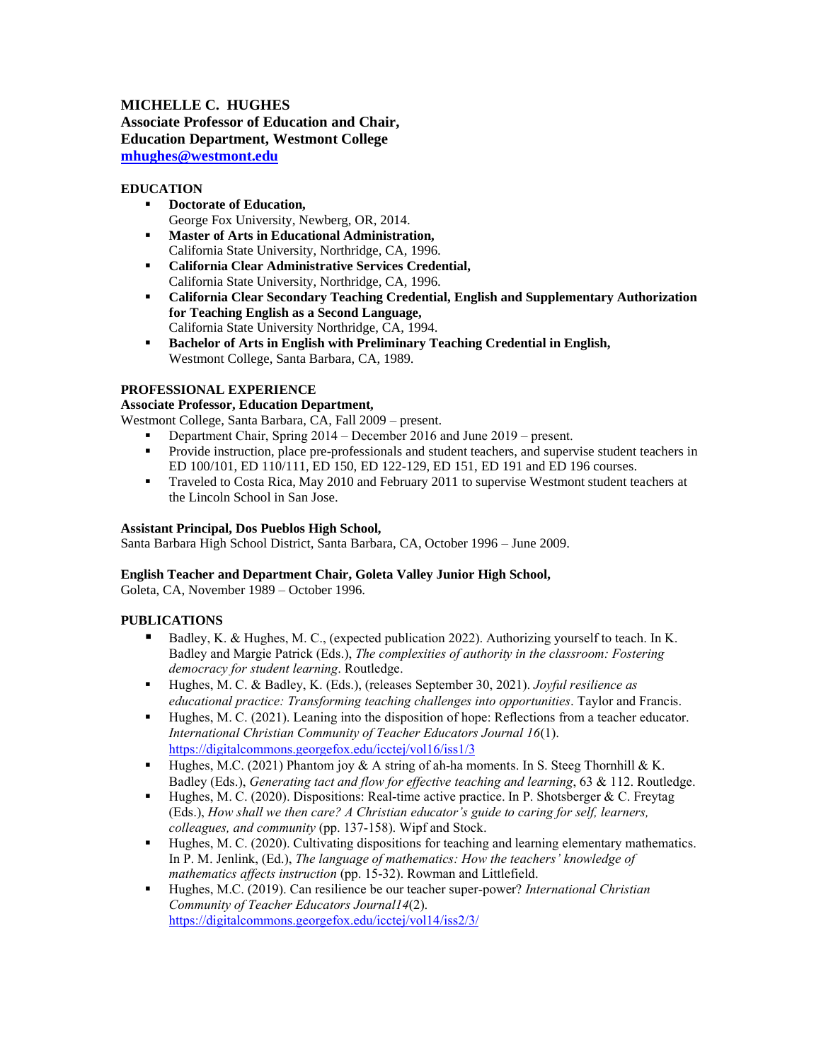**MICHELLE C. HUGHES**
**Associate Professor of Education and Chair,**
**Education Department, Westmont College**
**[mhughes@westmont.edu](mailto:mhughes@westmont.edu)**

## EDUCATION

- **Doctorate of Education,**
  George Fox University, Newberg, OR, 2014.
- **Master of Arts in Educational Administration,**
  California State University, Northridge, CA, 1996.
- **California Clear Administrative Services Credential,**
  California State University, Northridge, CA, 1996.
- **California Clear Secondary Teaching Credential, English and Supplementary Authorization for Teaching English as a Second Language,**
  California State University Northridge, CA, 1994.
- **Bachelor of Arts in English with Preliminary Teaching Credential in English,**
  Westmont College, Santa Barbara, CA, 1989.

## PROFESSIONAL EXPERIENCE

**Associate Professor, Education Department,**
Westmont College, Santa Barbara, CA, Fall 2009 – present.

- Department Chair, Spring 2014 – December 2016 and June 2019 – present.
- Provide instruction, place pre-professionals and student teachers, and supervise student teachers in ED 100/101, ED 110/111, ED 150, ED 122-129, ED 151, ED 191 and ED 196 courses.
- Traveled to Costa Rica, May 2010 and February 2011 to supervise Westmont student teachers at the Lincoln School in San Jose.

**Assistant Principal, Dos Pueblos High School,**
Santa Barbara High School District, Santa Barbara, CA, October 1996 – June 2009.

**English Teacher and Department Chair, Goleta Valley Junior High School,**
Goleta, CA, November 1989 – October 1996.

## PUBLICATIONS

- Badley, K. & Hughes, M. C., (expected publication 2022). Authorizing yourself to teach. In K. Badley and Margie Patrick (Eds.), *The complexities of authority in the classroom: Fostering democracy for student learning*. Routledge.
- Hughes, M. C. & Badley, K. (Eds.), (releases September 30, 2021). *Joyful resilience as educational practice: Transforming teaching challenges into opportunities*. Taylor and Francis.
- Hughes, M. C. (2021). Leaning into the disposition of hope: Reflections from a teacher educator. *International Christian Community of Teacher Educators Journal 16*(1). https://digitalcommons.georgefox.edu/icctej/vol16/iss1/3
- Hughes, M.C. (2021) Phantom joy & A string of ah-ha moments. In S. Steeg Thornhill & K. Badley (Eds.), *Generating tact and flow for effective teaching and learning*, 63 & 112. Routledge.
- Hughes, M. C. (2020). Dispositions: Real-time active practice. In P. Shotsberger & C. Freytag (Eds.), *How shall we then care? A Christian educator's guide to caring for self, learners, colleagues, and community* (pp. 137-158). Wipf and Stock.
- Hughes, M. C. (2020). Cultivating dispositions for teaching and learning elementary mathematics. In P. M. Jenlink, (Ed.), *The language of mathematics: How the teachers' knowledge of mathematics affects instruction* (pp. 15-32). Rowman and Littlefield.
- Hughes, M.C. (2019). Can resilience be our teacher super-power? *International Christian Community of Teacher Educators Journal14*(2). https://digitalcommons.georgefox.edu/icctej/vol14/iss2/3/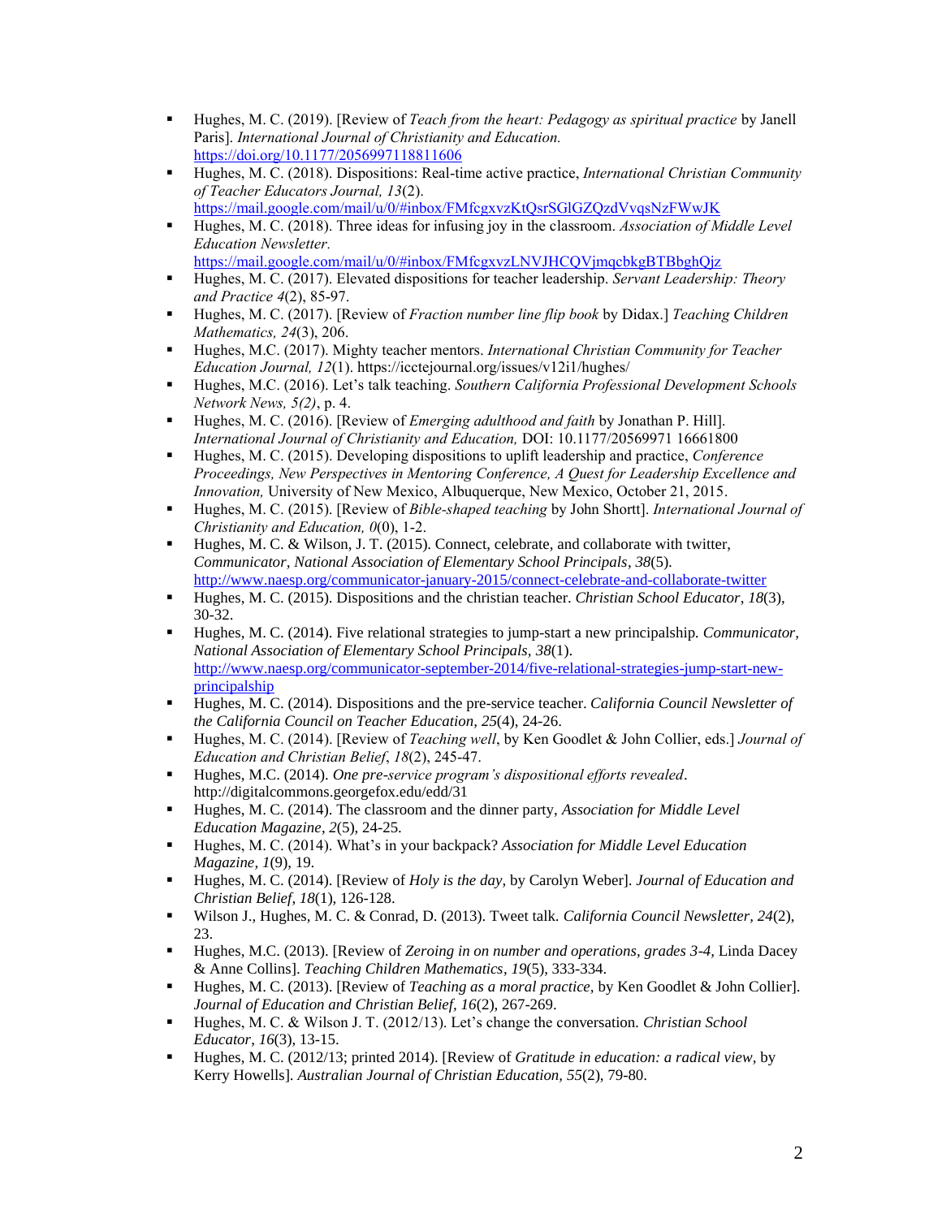- Hughes, M. C. (2019). [Review of *Teach from the heart: Pedagogy as spiritual practice* by Janell Paris]. *International Journal of Christianity and Education.* https://doi.org/10.1177/2056997118811606
- Hughes, M. C. (2018). Dispositions: Real-time active practice, *International Christian Community of Teacher Educators Journal, 13*(2). https://mail.google.com/mail/u/0/#inbox/FMfcgxvzKtQsrSGlGZQzdVvqsNzFWwJK
- Hughes, M. C. (2018). Three ideas for infusing joy in the classroom. *Association of Middle Level Education Newsletter.* https://mail.google.com/mail/u/0/#inbox/FMfcgxvzLNVJHCQVjmqcbkgBTBbghQjz
- Hughes, M. C. (2017). Elevated dispositions for teacher leadership. *Servant Leadership: Theory and Practice 4*(2), 85-97.
- Hughes, M. C. (2017). [Review of *Fraction number line flip book* by Didax.] *Teaching Children Mathematics, 24*(3), 206.
- Hughes, M.C. (2017). Mighty teacher mentors. *International Christian Community for Teacher Education Journal, 12*(1). https://icctejournal.org/issues/v12i1/hughes/
- Hughes, M.C. (2016). Let's talk teaching. *Southern California Professional Development Schools Network News, 5(2)*, p. 4.
- Hughes, M. C. (2016). [Review of *Emerging adulthood and faith* by Jonathan P. Hill]. *International Journal of Christianity and Education,* DOI: 10.1177/20569971 16661800
- Hughes, M. C. (2015). Developing dispositions to uplift leadership and practice, *Conference Proceedings, New Perspectives in Mentoring Conference, A Quest for Leadership Excellence and Innovation,* University of New Mexico, Albuquerque, New Mexico, October 21, 2015.
- Hughes, M. C. (2015). [Review of *Bible-shaped teaching* by John Shortt]. *International Journal of Christianity and Education, 0*(0), 1-2.
- Hughes, M. C. & Wilson, J. T. (2015). Connect, celebrate, and collaborate with twitter, *Communicator, National Association of Elementary School Principals*, *38*(5). http://www.naesp.org/communicator-january-2015/connect-celebrate-and-collaborate-twitter
- Hughes, M. C. (2015). Dispositions and the christian teacher. *Christian School Educator*, *18*(3), 30-32.
- Hughes, M. C. (2014). Five relational strategies to jump-start a new principalship. *Communicator, National Association of Elementary School Principals, 38*(1). http://www.naesp.org/communicator-september-2014/five-relational-strategies-jump-start-new-principalship
- Hughes, M. C. (2014). Dispositions and the pre-service teacher. *California Council Newsletter of the California Council on Teacher Education, 25*(4), 24-26.
- Hughes, M. C. (2014). [Review of *Teaching well*, by Ken Goodlet & John Collier, eds.] *Journal of Education and Christian Belief*, *18*(2), 245-47.
- Hughes, M.C. (2014). *One pre-service program's dispositional efforts revealed*. http://digitalcommons.georgefox.edu/edd/31
- Hughes, M. C. (2014). The classroom and the dinner party, *Association for Middle Level Education Magazine*, *2*(5), 24-25.
- Hughes, M. C. (2014). What's in your backpack? *Association for Middle Level Education Magazine*, *1*(9), 19.
- Hughes, M. C. (2014). [Review of *Holy is the day,* by Carolyn Weber]. *Journal of Education and Christian Belief*, *18*(1), 126-128.
- Wilson J., Hughes, M. C. & Conrad, D. (2013). Tweet talk. *California Council Newsletter, 24*(2), 23.
- Hughes, M.C. (2013). [Review of *Zeroing in on number and operations, grades 3-4,* Linda Dacey & Anne Collins]. *Teaching Children Mathematics*, *19*(5), 333-334.
- Hughes, M. C. (2013). [Review of *Teaching as a moral practice,* by Ken Goodlet & John Collier]. *Journal of Education and Christian Belief, 16*(2), 267-269.
- Hughes, M. C. & Wilson J. T. (2012/13). Let's change the conversation. *Christian School Educator*, *16*(3), 13-15.
- Hughes, M. C. (2012/13; printed 2014). [Review of *Gratitude in education: a radical view,* by Kerry Howells]. *Australian Journal of Christian Education, 55*(2), 79-80.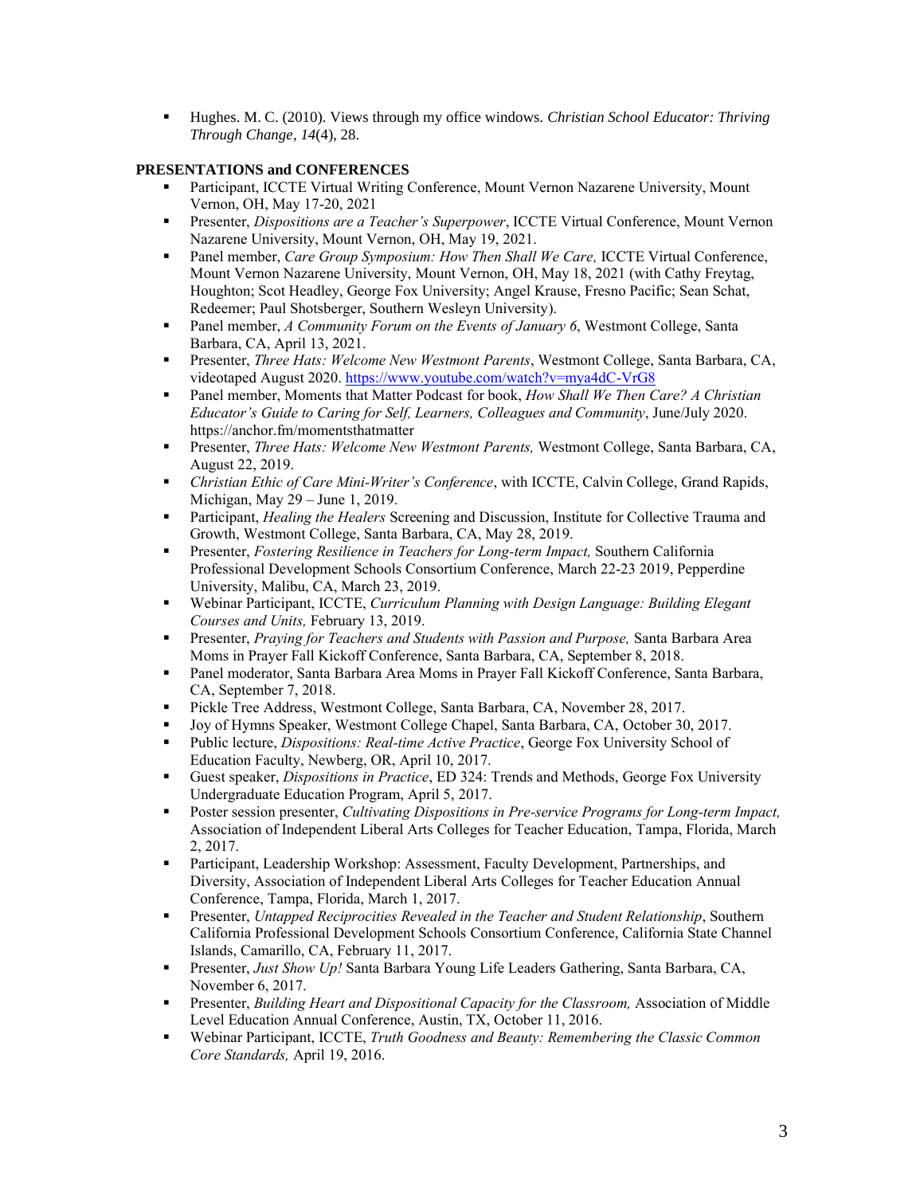- Hughes. M. C. (2010). Views through my office windows. *Christian School Educator: Thriving Through Change*, *14*(4), 28.

**PRESENTATIONS and CONFERENCES**

- Participant, ICCTE Virtual Writing Conference, Mount Vernon Nazarene University, Mount Vernon, OH, May 17-20, 2021
- Presenter, *Dispositions are a Teacher's Superpower*, ICCTE Virtual Conference, Mount Vernon Nazarene University, Mount Vernon, OH, May 19, 2021.
- Panel member, *Care Group Symposium: How Then Shall We Care,* ICCTE Virtual Conference, Mount Vernon Nazarene University, Mount Vernon, OH, May 18, 2021 (with Cathy Freytag, Houghton; Scot Headley, George Fox University; Angel Krause, Fresno Pacific; Sean Schat, Redeemer; Paul Shotsberger, Southern Wesleyn University).
- Panel member, *A Community Forum on the Events of January 6*, Westmont College, Santa Barbara, CA, April 13, 2021.
- Presenter, *Three Hats: Welcome New Westmont Parents*, Westmont College, Santa Barbara, CA, videotaped August 2020. https://www.youtube.com/watch?v=mya4dC-VrG8
- Panel member, Moments that Matter Podcast for book, *How Shall We Then Care? A Christian Educator's Guide to Caring for Self, Learners, Colleagues and Community*, June/July 2020. https://anchor.fm/momentsthatmatter
- Presenter, *Three Hats: Welcome New Westmont Parents,* Westmont College, Santa Barbara, CA, August 22, 2019.
- *Christian Ethic of Care Mini-Writer's Conference*, with ICCTE, Calvin College, Grand Rapids, Michigan, May 29 – June 1, 2019.
- Participant, *Healing the Healers* Screening and Discussion, Institute for Collective Trauma and Growth, Westmont College, Santa Barbara, CA, May 28, 2019.
- Presenter, *Fostering Resilience in Teachers for Long-term Impact,* Southern California Professional Development Schools Consortium Conference, March 22-23 2019, Pepperdine University, Malibu, CA, March 23, 2019.
- Webinar Participant, ICCTE, *Curriculum Planning with Design Language: Building Elegant Courses and Units,* February 13, 2019.
- Presenter, *Praying for Teachers and Students with Passion and Purpose,* Santa Barbara Area Moms in Prayer Fall Kickoff Conference, Santa Barbara, CA, September 8, 2018.
- Panel moderator, Santa Barbara Area Moms in Prayer Fall Kickoff Conference, Santa Barbara, CA, September 7, 2018.
- Pickle Tree Address, Westmont College, Santa Barbara, CA, November 28, 2017.
- Joy of Hymns Speaker, Westmont College Chapel, Santa Barbara, CA, October 30, 2017.
- Public lecture, *Dispositions: Real-time Active Practice*, George Fox University School of Education Faculty, Newberg, OR, April 10, 2017.
- Guest speaker, *Dispositions in Practice*, ED 324: Trends and Methods, George Fox University Undergraduate Education Program, April 5, 2017.
- Poster session presenter, *Cultivating Dispositions in Pre-service Programs for Long-term Impact,* Association of Independent Liberal Arts Colleges for Teacher Education, Tampa, Florida, March 2, 2017.
- Participant, Leadership Workshop: Assessment, Faculty Development, Partnerships, and Diversity, Association of Independent Liberal Arts Colleges for Teacher Education Annual Conference, Tampa, Florida, March 1, 2017.
- Presenter, *Untapped Reciprocities Revealed in the Teacher and Student Relationship*, Southern California Professional Development Schools Consortium Conference, California State Channel Islands, Camarillo, CA, February 11, 2017.
- Presenter, *Just Show Up!* Santa Barbara Young Life Leaders Gathering, Santa Barbara, CA, November 6, 2017.
- Presenter, *Building Heart and Dispositional Capacity for the Classroom,* Association of Middle Level Education Annual Conference, Austin, TX, October 11, 2016.
- Webinar Participant, ICCTE, *Truth Goodness and Beauty: Remembering the Classic Common Core Standards,* April 19, 2016.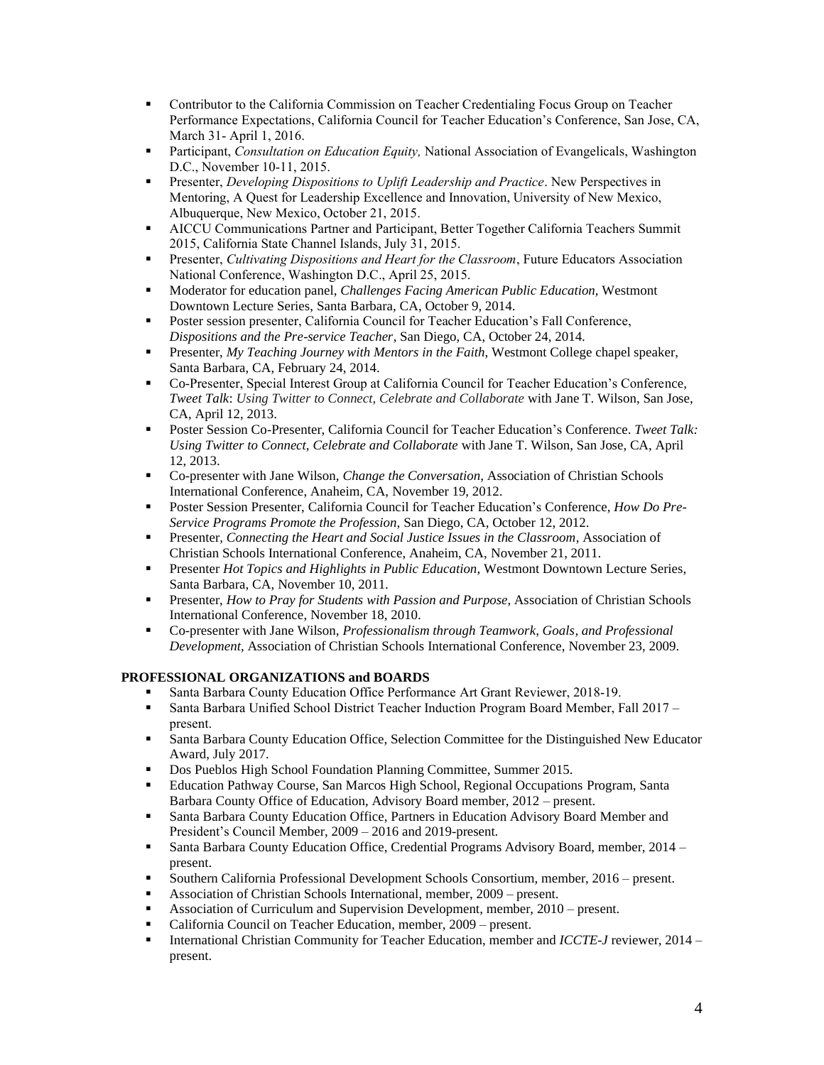- Contributor to the California Commission on Teacher Credentialing Focus Group on Teacher Performance Expectations, California Council for Teacher Education's Conference, San Jose, CA, March 31- April 1, 2016.
- Participant, *Consultation on Education Equity,* National Association of Evangelicals, Washington D.C., November 10-11, 2015.
- Presenter, *Developing Dispositions to Uplift Leadership and Practice*. New Perspectives in Mentoring, A Quest for Leadership Excellence and Innovation, University of New Mexico, Albuquerque, New Mexico, October 21, 2015.
- AICCU Communications Partner and Participant, Better Together California Teachers Summit 2015, California State Channel Islands, July 31, 2015.
- Presenter, *Cultivating Dispositions and Heart for the Classroom*, Future Educators Association National Conference, Washington D.C., April 25, 2015.
- Moderator for education panel, *Challenges Facing American Public Education*, Westmont Downtown Lecture Series, Santa Barbara, CA, October 9, 2014.
- Poster session presenter, California Council for Teacher Education's Fall Conference, *Dispositions and the Pre-service Teacher*, San Diego, CA, October 24, 2014.
- Presenter, *My Teaching Journey with Mentors in the Faith*, Westmont College chapel speaker, Santa Barbara, CA, February 24, 2014.
- Co-Presenter, Special Interest Group at California Council for Teacher Education's Conference, *Tweet Talk*: *Using Twitter to Connect, Celebrate and Collaborate* with Jane T. Wilson, San Jose, CA, April 12, 2013.
- Poster Session Co-Presenter, California Council for Teacher Education's Conference. *Tweet Talk: Using Twitter to Connect, Celebrate and Collaborate* with Jane T. Wilson, San Jose, CA, April 12, 2013.
- Co-presenter with Jane Wilson, *Change the Conversation*, Association of Christian Schools International Conference, Anaheim, CA, November 19, 2012.
- Poster Session Presenter, California Council for Teacher Education's Conference, *How Do Pre-Service Programs Promote the Profession*, San Diego, CA, October 12, 2012.
- Presenter, *Connecting the Heart and Social Justice Issues in the Classroom*, Association of Christian Schools International Conference, Anaheim, CA, November 21, 2011.
- Presenter *Hot Topics and Highlights in Public Education*, Westmont Downtown Lecture Series, Santa Barbara, CA, November 10, 2011.
- Presenter, *How to Pray for Students with Passion and Purpose,* Association of Christian Schools International Conference, November 18, 2010.
- Co-presenter with Jane Wilson, *Professionalism through Teamwork, Goals, and Professional Development*, Association of Christian Schools International Conference, November 23, 2009.

**PROFESSIONAL ORGANIZATIONS and BOARDS**

- Santa Barbara County Education Office Performance Art Grant Reviewer, 2018-19.
- Santa Barbara Unified School District Teacher Induction Program Board Member, Fall 2017 – present.
- Santa Barbara County Education Office, Selection Committee for the Distinguished New Educator Award, July 2017.
- Dos Pueblos High School Foundation Planning Committee, Summer 2015.
- Education Pathway Course, San Marcos High School, Regional Occupations Program, Santa Barbara County Office of Education, Advisory Board member, 2012 – present.
- Santa Barbara County Education Office, Partners in Education Advisory Board Member and President's Council Member, 2009 – 2016 and 2019-present.
- Santa Barbara County Education Office, Credential Programs Advisory Board, member, 2014 – present.
- Southern California Professional Development Schools Consortium, member, 2016 – present.
- Association of Christian Schools International, member, 2009 – present.
- Association of Curriculum and Supervision Development, member, 2010 – present.
- California Council on Teacher Education, member, 2009 – present.
- International Christian Community for Teacher Education, member and *ICCTE-J* reviewer, 2014 – present.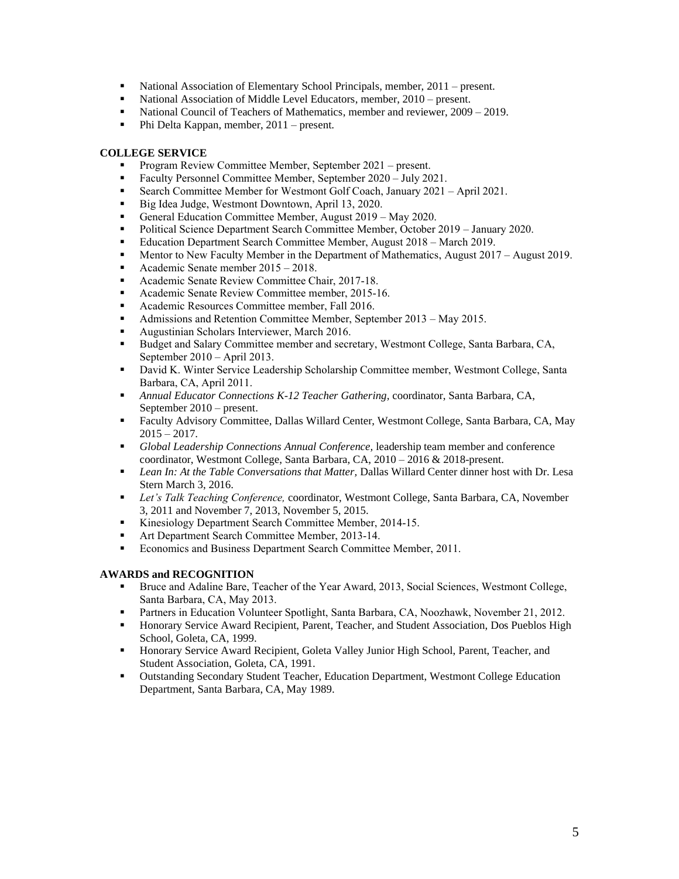- National Association of Elementary School Principals, member, 2011 – present.
- National Association of Middle Level Educators, member, 2010 – present.
- National Council of Teachers of Mathematics, member and reviewer, 2009 – 2019.
- Phi Delta Kappan, member, 2011 – present.

**COLLEGE SERVICE**

- Program Review Committee Member, September 2021 – present.
- Faculty Personnel Committee Member, September 2020 – July 2021.
- Search Committee Member for Westmont Golf Coach, January 2021 – April 2021.
- Big Idea Judge, Westmont Downtown, April 13, 2020.
- General Education Committee Member, August 2019 – May 2020.
- Political Science Department Search Committee Member, October 2019 – January 2020.
- Education Department Search Committee Member, August 2018 – March 2019.
- Mentor to New Faculty Member in the Department of Mathematics, August 2017 – August 2019.
- Academic Senate member 2015 – 2018.
- Academic Senate Review Committee Chair, 2017-18.
- Academic Senate Review Committee member, 2015-16.
- Academic Resources Committee member, Fall 2016.
- Admissions and Retention Committee Member, September 2013 – May 2015.
- Augustinian Scholars Interviewer, March 2016.
- Budget and Salary Committee member and secretary, Westmont College, Santa Barbara, CA, September 2010 – April 2013.
- David K. Winter Service Leadership Scholarship Committee member, Westmont College, Santa Barbara, CA, April 2011.
- *Annual Educator Connections K-12 Teacher Gathering*, coordinator, Santa Barbara, CA, September 2010 – present.
- Faculty Advisory Committee, Dallas Willard Center, Westmont College, Santa Barbara, CA, May 2015 – 2017.
- *Global Leadership Connections Annual Conference,* leadership team member and conference coordinator, Westmont College, Santa Barbara, CA, 2010 – 2016 & 2018-present.
- *Lean In: At the Table Conversations that Matter,* Dallas Willard Center dinner host with Dr. Lesa Stern March 3, 2016.
- *Let's Talk Teaching Conference,* coordinator, Westmont College, Santa Barbara, CA, November 3, 2011 and November 7, 2013, November 5, 2015.
- Kinesiology Department Search Committee Member, 2014-15.
- Art Department Search Committee Member, 2013-14.
- Economics and Business Department Search Committee Member, 2011.

**AWARDS and RECOGNITION**

- Bruce and Adaline Bare, Teacher of the Year Award, 2013, Social Sciences, Westmont College, Santa Barbara, CA, May 2013.
- Partners in Education Volunteer Spotlight, Santa Barbara, CA, Noozhawk, November 21, 2012.
- Honorary Service Award Recipient, Parent, Teacher, and Student Association, Dos Pueblos High School, Goleta, CA, 1999.
- Honorary Service Award Recipient, Goleta Valley Junior High School, Parent, Teacher, and Student Association, Goleta, CA, 1991.
- Outstanding Secondary Student Teacher, Education Department, Westmont College Education Department, Santa Barbara, CA, May 1989.